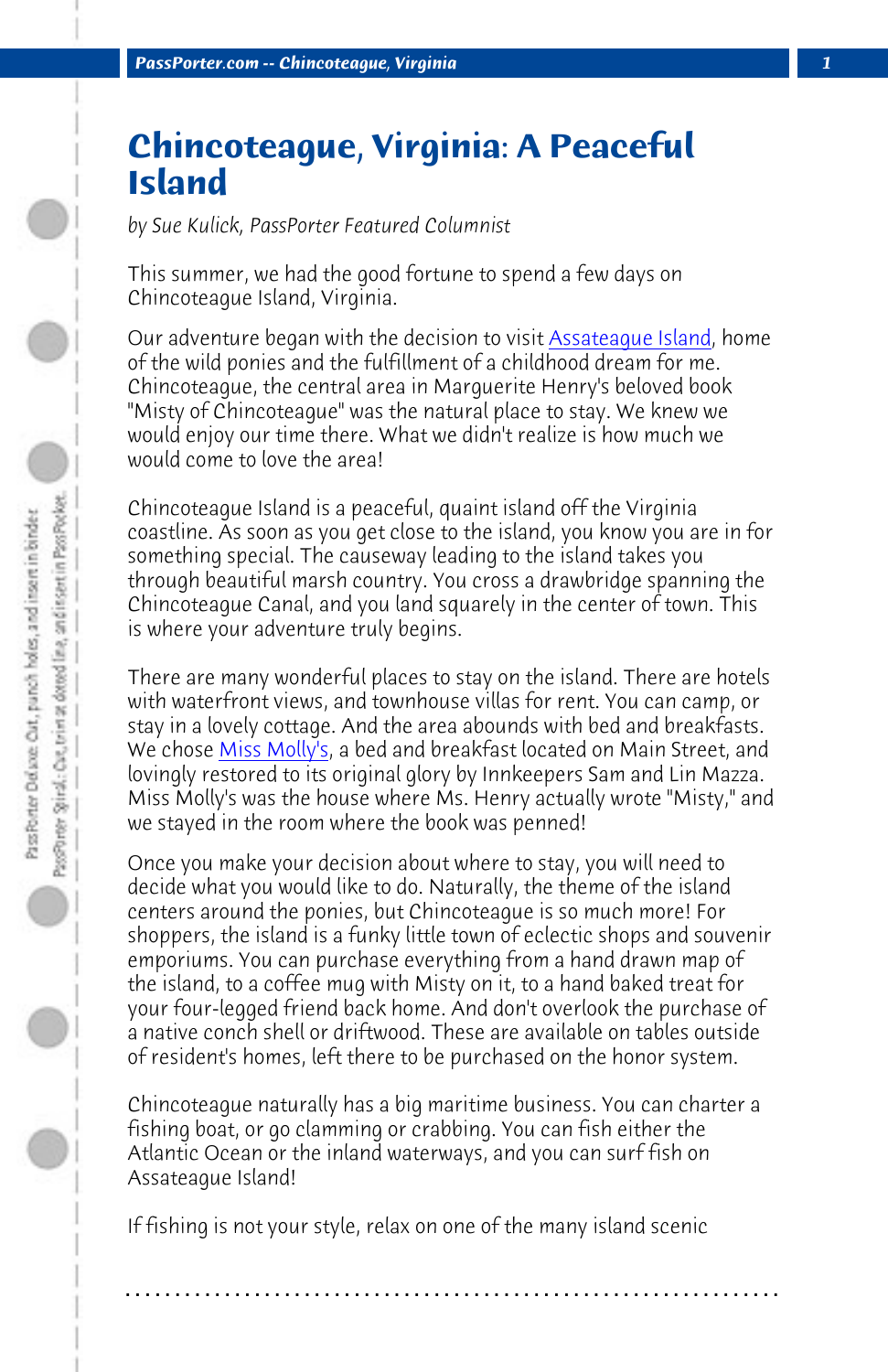# Chincoteague, Virginia: A Peaceful Island

*by Sue Kulick, PassPorter Featured Columnist*

This summer, we had the good fortune to spend a few days on Chincoteague Island, Virginia.

Our adventure began with the decision to visit Assateague Island, home of the wild ponies and the fulfillment of a childhood dream for me. Chincoteague, the central area in Marguerite Henry's beloved book "Misty of Chincoteague" was the natural place to stay. We knew we would enjoy our time there. What we didn't realize is how much we would come to love the area!

Chincoteague Island is a peaceful, quaint island off the Virginia coastline. As soon as you get close to the island, you know you are in for something special. The causeway leading to the island takes you through beautiful marsh country. You cross a drawbridge spanning the Chincoteague Canal, and you land squarely in the center of town. This is where your adventure truly begins.

There are many wonderful places to stay on the island. There are hotels with waterfront views, and townhouse villas for rent. You can camp, or stay in a lovely cottage. And the area abounds with bed and breakfasts. We chose Miss Molly's, a bed and breakfast located on Main Street, and lovingly restored to its original glory by Innkeepers Sam and Lin Mazza. Miss Molly's was the house where Ms. Henry actually wrote "Misty," and we stayed in the room where the book was penned!

Once you make your decision about where to stay, you will need to decide what you would like to do. Naturally, the theme of the island centers around the ponies, but Chincoteague is so much more! For shoppers, the island is a funky little town of eclectic shops and souvenir emporiums. You can purchase everything from a hand drawn map of the island, to a coffee mug with Misty on it, to a hand baked treat for your four-legged friend back home. And don't overlook the purchase of a native conch shell or driftwood. These are available on tables outside of resident's homes, left there to be purchased on the honor system.

Chincoteague naturally has a big maritime business. You can charter a fishing boat, or go clamming or crabbing. You can fish either the Atlantic Ocean or the inland waterways, and you can surf fish on Assateague Island!

If fishing is not your style, relax on one of the many island scenic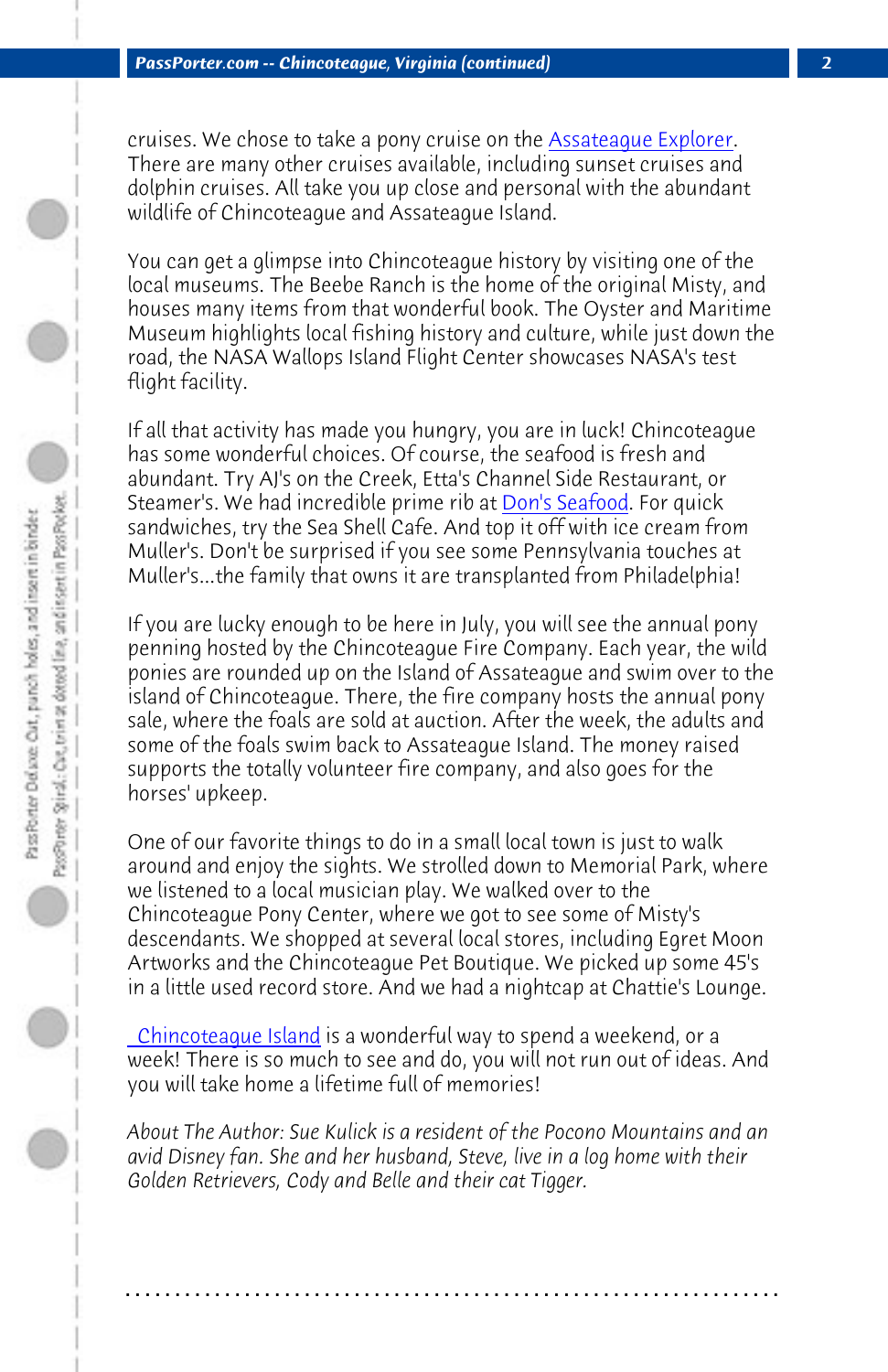cruises. We chose to take a pony cruise on the Assateague Explorer. There are many other cruises available, including sunset cruises and dolphin cruises. All take you up close and personal with the abundant wildlife of Chincoteague and Assateague Island.

You can get a glimpse into Chincoteague history by visiting one of the local museums. The Beebe Ranch is the home of the original Misty, and houses many items from that wonderful book. The Oyster and Maritime Museum highlights local fishing history and culture, while just down the road, the NASA Wallops Island Flight Center showcases NASA's test flight facility.

If all that activity has made you hungry, you are in luck! Chincoteague has some wonderful choices. Of course, the seafood is fresh and abundant. Try AJ's on the Creek, Etta's Channel Side Restaurant, or Steamer's. We had incredible prime rib at Don's Seafood. For quick sandwiches, try the Sea Shell Cafe. And top it off with ice cream from Muller's. Don't be surprised if you see some Pennsylvania touches at Muller's...the family that owns it are transplanted from Philadelphia!

If you are lucky enough to be here in July, you will see the annual pony penning hosted by the Chincoteague Fire Company. Each year, the wild ponies are rounded up on the Island of Assateague and swim over to the island of Chincoteague. There, the fire company hosts the annual pony sale, where the foals are sold at auction. After the week, the adults and some of the foals swim back to Assateague Island. The money raised supports the totally volunteer fire company, and also goes for the horses' upkeep.

One of our favorite things to do in a small local town is just to walk around and enjoy the sights. We strolled down to Memorial Park, where we listened to a local musician play. We walked over to the Chincoteague Pony Center, where we got to see some of Misty's descendants. We shopped at several local stores, including Egret Moon Artworks and the Chincoteague Pet Boutique. We picked up some 45's in a little used record store. And we had a nightcap at Chattie's Lounge.

Chincoteague Island is a wonderful way to spend a weekend, or a week! There is so much to see and do, you will not run out of ideas. And you will take home a lifetime full of memories!

*About The Author: Sue Kulick is a resident of the Pocono Mountains and an avid Disney fan. She and her husband, Steve, live in a log home with their Golden Retrievers, Cody and Belle and their cat Tigger.*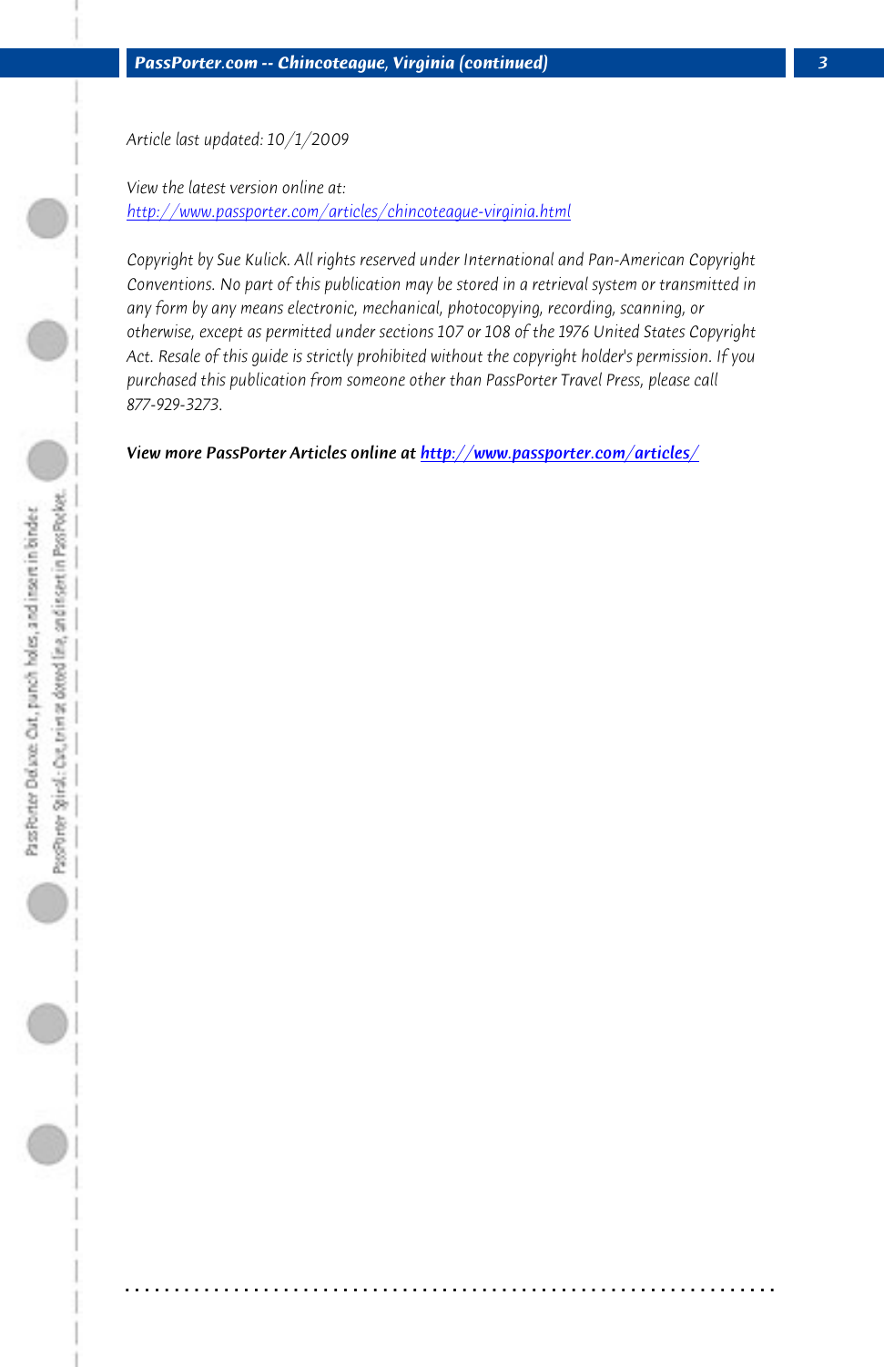*Article last updated: 10/1/2009*

*View the latest version online at:*
*http://www.passporter.com/articles/chincoteague-virginia.html*

*Copyright by Sue Kulick. All rights reserved under International and Pan-American Copyright Conventions. No part of this publication may be stored in a retrieval system or transmitted in any form by any means electronic, mechanical, photocopying, recording, scanning, or otherwise, except as permitted under sections 107 or 108 of the 1976 United States Copyright Act. Resale of this guide is strictly prohibited without the copyright holder's permission. If you purchased this publication from someone other than PassPorter Travel Press, please call 877-929-3273.*

***View more PassPorter Articles online at http://www.passporter.com/articles/***